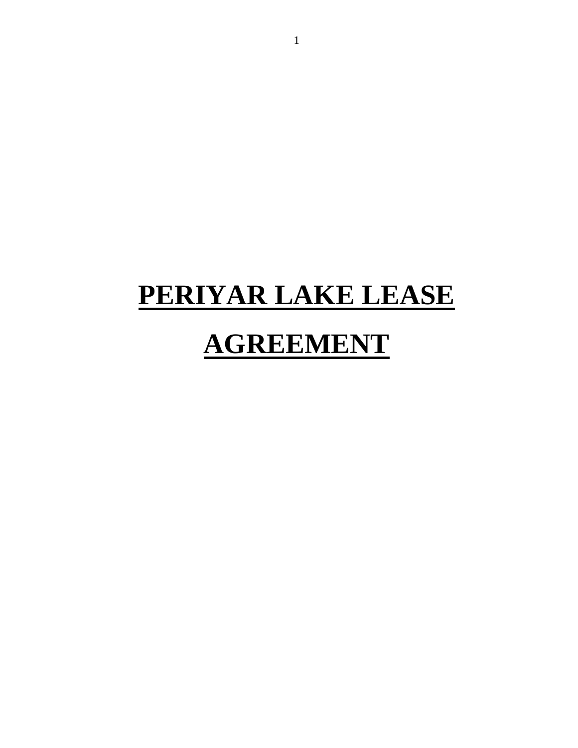# PERIYAR LAKE LEASE AGREEMENT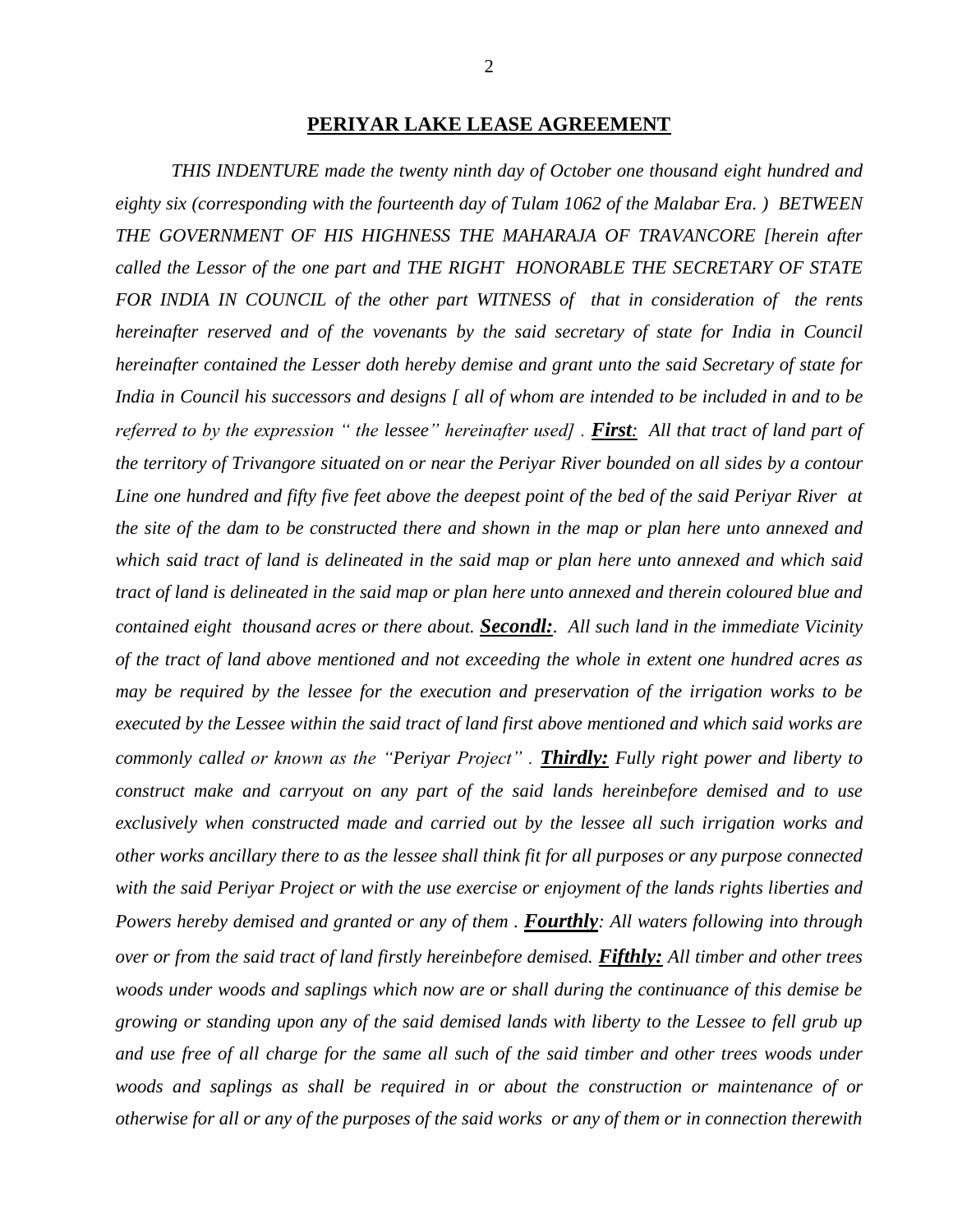## PERIYAR LAKE LEASE AGREEMENT

*THIS INDENTURE made the twenty ninth day of October one thousand eight hundred and eighty six (corresponding with the fourteenth day of Tulam 1062 of the Malabar Era. ) BETWEEN THE GOVERNMENT OF HIS HIGHNESS THE MAHARAJA OF TRAVANCORE [herein after called the Lessor of the one part and THE RIGHT HONORABLE THE SECRETARY OF STATE FOR INDIA IN COUNCIL of the other part WITNESS of that in consideration of the rents hereinafter reserved and of the vovenants by the said secretary of state for India in Council hereinafter contained the Lesser doth hereby demise and grant unto the said Secretary of state for India in Council his successors and designs [ all of whom are intended to be included in and to be referred to by the expression " the lessee" hereinafter used] .* ***First:*** *All that tract of land part of the territory of Trivangore situated on or near the Periyar River bounded on all sides by a contour Line one hundred and fifty five feet above the deepest point of the bed of the said Periyar River at the site of the dam to be constructed there and shown in the map or plan here unto annexed and which said tract of land is delineated in the said map or plan here unto annexed and which said tract of land is delineated in the said map or plan here unto annexed and therein coloured blue and contained eight thousand acres or there about.* ***Secondl:.*** *All such land in the immediate Vicinity of the tract of land above mentioned and not exceeding the whole in extent one hundred acres as may be required by the lessee for the execution and preservation of the irrigation works to be executed by the Lessee within the said tract of land first above mentioned and which said works are commonly called or known as the "Periyar Project" .* ***Thirdly:*** *Fully right power and liberty to construct make and carryout on any part of the said lands hereinbefore demised and to use exclusively when constructed made and carried out by the lessee all such irrigation works and other works ancillary there to as the lessee shall think fit for all purposes or any purpose connected with the said Periyar Project or with the use exercise or enjoyment of the lands rights liberties and Powers hereby demised and granted or any of them .* ***Fourthly****: All waters following into through over or from the said tract of land firstly hereinbefore demised.* ***Fifthly:*** *All timber and other trees woods under woods and saplings which now are or shall during the continuance of this demise be growing or standing upon any of the said demised lands with liberty to the Lessee to fell grub up and use free of all charge for the same all such of the said timber and other trees woods under woods and saplings as shall be required in or about the construction or maintenance of or otherwise for all or any of the purposes of the said works or any of them or in connection therewith*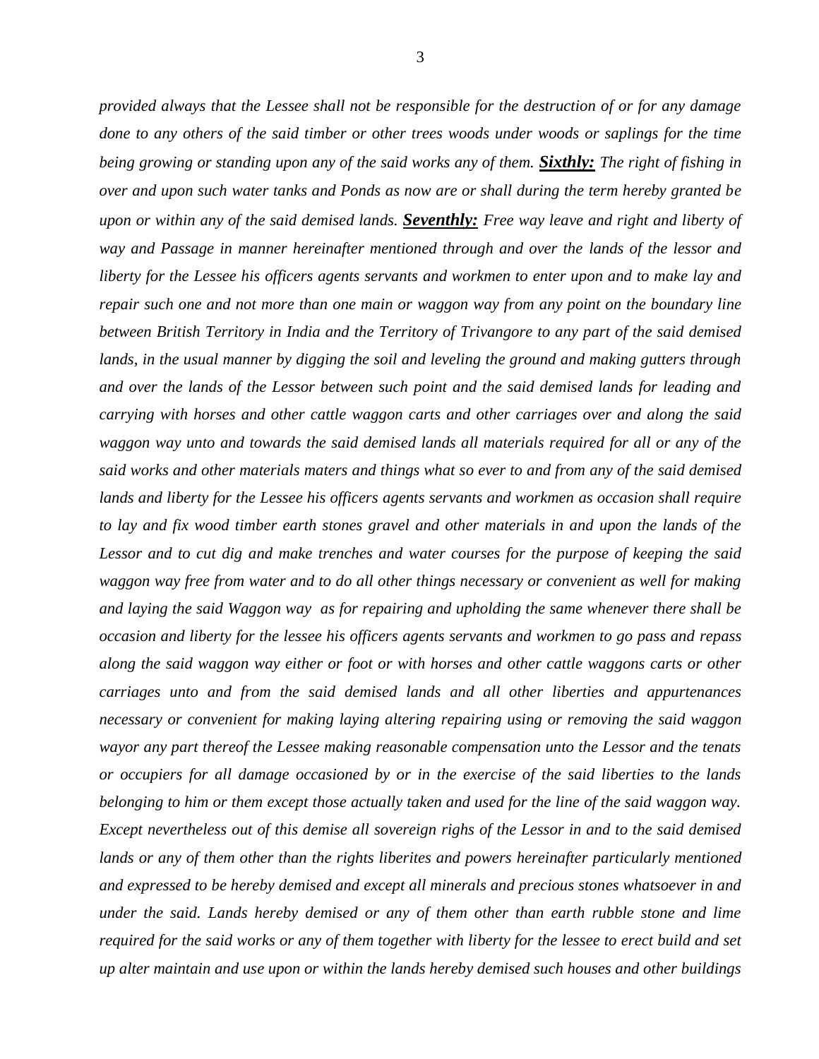*provided always that the Lessee shall not be responsible for the destruction of or for any damage done to any others of the said timber or other trees woods under woods or saplings for the time being growing or standing upon any of the said works any of them.* ***Sixthly:*** *The right of fishing in over and upon such water tanks and Ponds as now are or shall during the term hereby granted be upon or within any of the said demised lands.* ***Seventhly:*** *Free way leave and right and liberty of way and Passage in manner hereinafter mentioned through and over the lands of the lessor and liberty for the Lessee his officers agents servants and workmen to enter upon and to make lay and repair such one and not more than one main or waggon way from any point on the boundary line between British Territory in India and the Territory of Trivangore to any part of the said demised lands, in the usual manner by digging the soil and leveling the ground and making gutters through and over the lands of the Lessor between such point and the said demised lands for leading and carrying with horses and other cattle waggon carts and other carriages over and along the said waggon way unto and towards the said demised lands all materials required for all or any of the said works and other materials maters and things what so ever to and from any of the said demised lands and liberty for the Lessee his officers agents servants and workmen as occasion shall require to lay and fix wood timber earth stones gravel and other materials in and upon the lands of the Lessor and to cut dig and make trenches and water courses for the purpose of keeping the said waggon way free from water and to do all other things necessary or convenient as well for making and laying the said Waggon way as for repairing and upholding the same whenever there shall be occasion and liberty for the lessee his officers agents servants and workmen to go pass and repass along the said waggon way either or foot or with horses and other cattle waggons carts or other carriages unto and from the said demised lands and all other liberties and appurtenances necessary or convenient for making laying altering repairing using or removing the said waggon wayor any part thereof the Lessee making reasonable compensation unto the Lessor and the tenats or occupiers for all damage occasioned by or in the exercise of the said liberties to the lands belonging to him or them except those actually taken and used for the line of the said waggon way. Except nevertheless out of this demise all sovereign righs of the Lessor in and to the said demised lands or any of them other than the rights liberites and powers hereinafter particularly mentioned and expressed to be hereby demised and except all minerals and precious stones whatsoever in and under the said. Lands hereby demised or any of them other than earth rubble stone and lime required for the said works or any of them together with liberty for the lessee to erect build and set up alter maintain and use upon or within the lands hereby demised such houses and other buildings*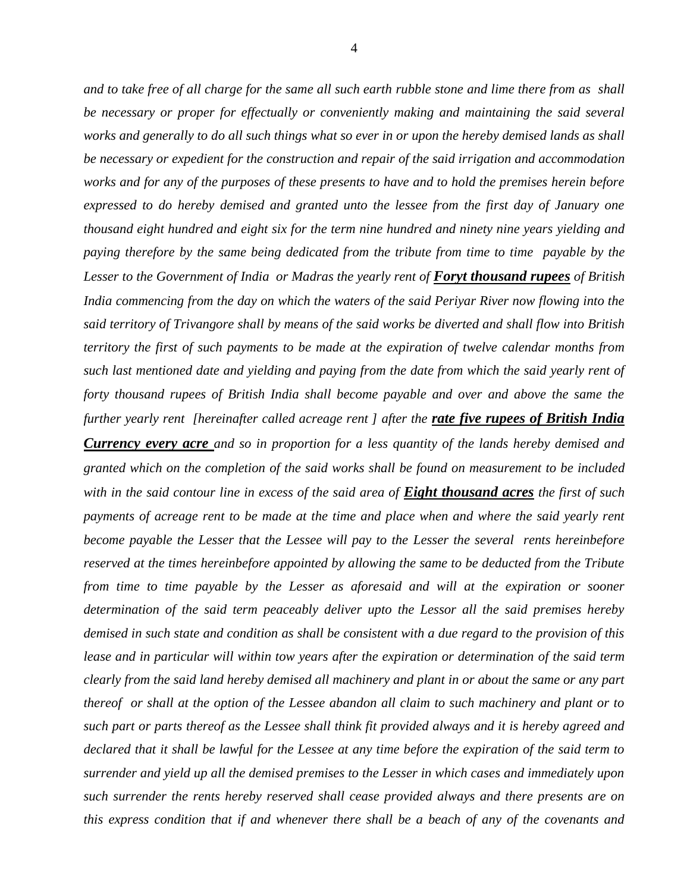*and to take free of all charge for the same all such earth rubble stone and lime there from as shall be necessary or proper for effectually or conveniently making and maintaining the said several works and generally to do all such things what so ever in or upon the hereby demised lands as shall be necessary or expedient for the construction and repair of the said irrigation and accommodation works and for any of the purposes of these presents to have and to hold the premises herein before expressed to do hereby demised and granted unto the lessee from the first day of January one thousand eight hundred and eight six for the term nine hundred and ninety nine years yielding and paying therefore by the same being dedicated from the tribute from time to time payable by the Lesser to the Government of India or Madras the yearly rent of **<u>Foryt thousand rupees</u>** of British India commencing from the day on which the waters of the said Periyar River now flowing into the said territory of Trivangore shall by means of the said works be diverted and shall flow into British territory the first of such payments to be made at the expiration of twelve calendar months from such last mentioned date and yielding and paying from the date from which the said yearly rent of forty thousand rupees of British India shall become payable and over and above the same the further yearly rent [hereinafter called acreage rent ] after the **<u>rate five rupees of British India Currency every acre</u>** and so in proportion for a less quantity of the lands hereby demised and granted which on the completion of the said works shall be found on measurement to be included with in the said contour line in excess of the said area of **<u>Eight thousand acres</u>** the first of such payments of acreage rent to be made at the time and place when and where the said yearly rent become payable the Lesser that the Lessee will pay to the Lesser the several rents hereinbefore reserved at the times hereinbefore appointed by allowing the same to be deducted from the Tribute from time to time payable by the Lesser as aforesaid and will at the expiration or sooner determination of the said term peaceably deliver upto the Lessor all the said premises hereby demised in such state and condition as shall be consistent with a due regard to the provision of this lease and in particular will within tow years after the expiration or determination of the said term clearly from the said land hereby demised all machinery and plant in or about the same or any part thereof or shall at the option of the Lessee abandon all claim to such machinery and plant or to such part or parts thereof as the Lessee shall think fit provided always and it is hereby agreed and declared that it shall be lawful for the Lessee at any time before the expiration of the said term to surrender and yield up all the demised premises to the Lesser in which cases and immediately upon such surrender the rents hereby reserved shall cease provided always and there presents are on this express condition that if and whenever there shall be a beach of any of the covenants and*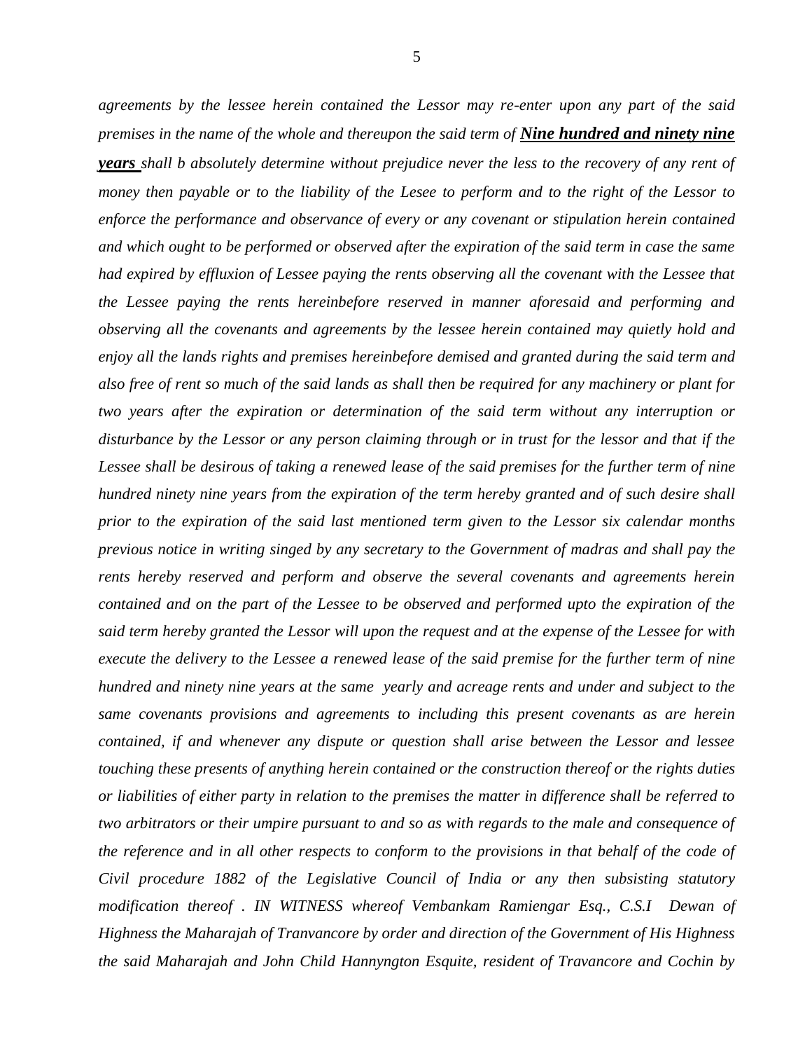*agreements by the lessee herein contained the Lessor may re-enter upon any part of the said premises in the name of the whole and thereupon the said term of* ***Nine hundred and ninety nine years*** *shall b absolutely determine without prejudice never the less to the recovery of any rent of money then payable or to the liability of the Lesee to perform and to the right of the Lessor to enforce the performance and observance of every or any covenant or stipulation herein contained and which ought to be performed or observed after the expiration of the said term in case the same had expired by effluxion of Lessee paying the rents observing all the covenant with the Lessee that the Lessee paying the rents hereinbefore reserved in manner aforesaid and performing and observing all the covenants and agreements by the lessee herein contained may quietly hold and enjoy all the lands rights and premises hereinbefore demised and granted during the said term and also free of rent so much of the said lands as shall then be required for any machinery or plant for two years after the expiration or determination of the said term without any interruption or disturbance by the Lessor or any person claiming through or in trust for the lessor and that if the Lessee shall be desirous of taking a renewed lease of the said premises for the further term of nine hundred ninety nine years from the expiration of the term hereby granted and of such desire shall prior to the expiration of the said last mentioned term given to the Lessor six calendar months previous notice in writing singed by any secretary to the Government of madras and shall pay the rents hereby reserved and perform and observe the several covenants and agreements herein contained and on the part of the Lessee to be observed and performed upto the expiration of the said term hereby granted the Lessor will upon the request and at the expense of the Lessee for with execute the delivery to the Lessee a renewed lease of the said premise for the further term of nine hundred and ninety nine years at the same yearly and acreage rents and under and subject to the same covenants provisions and agreements to including this present covenants as are herein contained, if and whenever any dispute or question shall arise between the Lessor and lessee touching these presents of anything herein contained or the construction thereof or the rights duties or liabilities of either party in relation to the premises the matter in difference shall be referred to two arbitrators or their umpire pursuant to and so as with regards to the male and consequence of the reference and in all other respects to conform to the provisions in that behalf of the code of Civil procedure 1882 of the Legislative Council of India or any then subsisting statutory modification thereof . IN WITNESS whereof Vembankam Ramiengar Esq., C.S.I Dewan of Highness the Maharajah of Tranvancore by order and direction of the Government of His Highness the said Maharajah and John Child Hannyngton Esquite, resident of Travancore and Cochin by*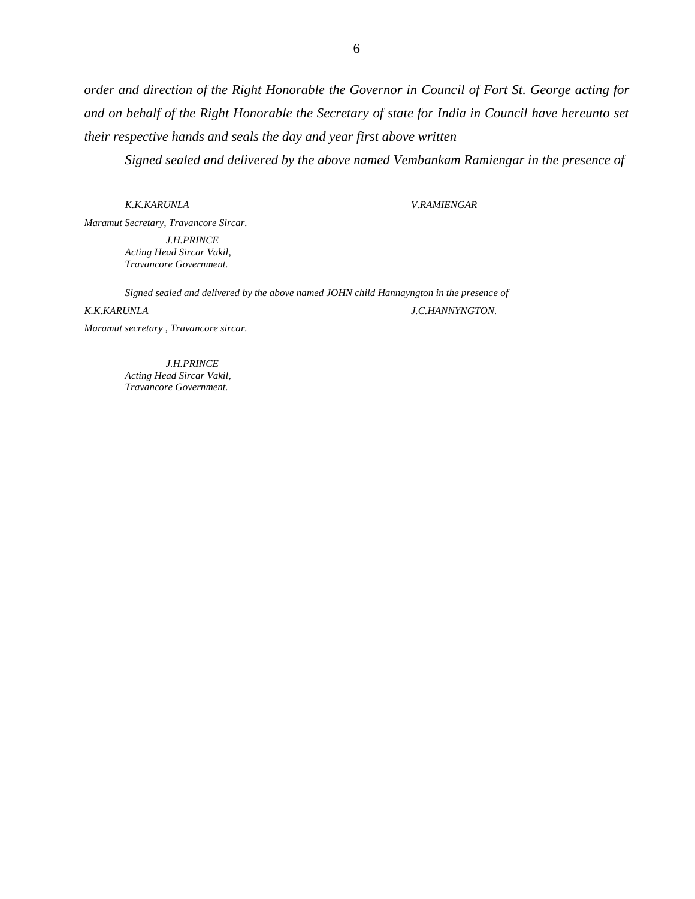*order and direction of the Right Honorable the Governor in Council of Fort St. George acting for and on behalf of the Right Honorable the Secretary of state for India in Council have hereunto set their respective hands and seals the day and year first above written*

*Signed sealed and delivered by the above named Vembankam Ramiengar in the presence of*

*K.K.KARUNLA* *V.RAMIENGAR*

*Maramut Secretary, Travancore Sircar.*

*J.H.PRINCE*
*Acting Head Sircar Vakil,*
*Travancore Government.*

*Signed sealed and delivered by the above named JOHN child Hannayngton in the presence of*

*K.K.KARUNLA* *J.C.HANNYNGTON.*

*Maramut secretary , Travancore sircar.*

*J.H.PRINCE*
*Acting Head Sircar Vakil,*
*Travancore Government.*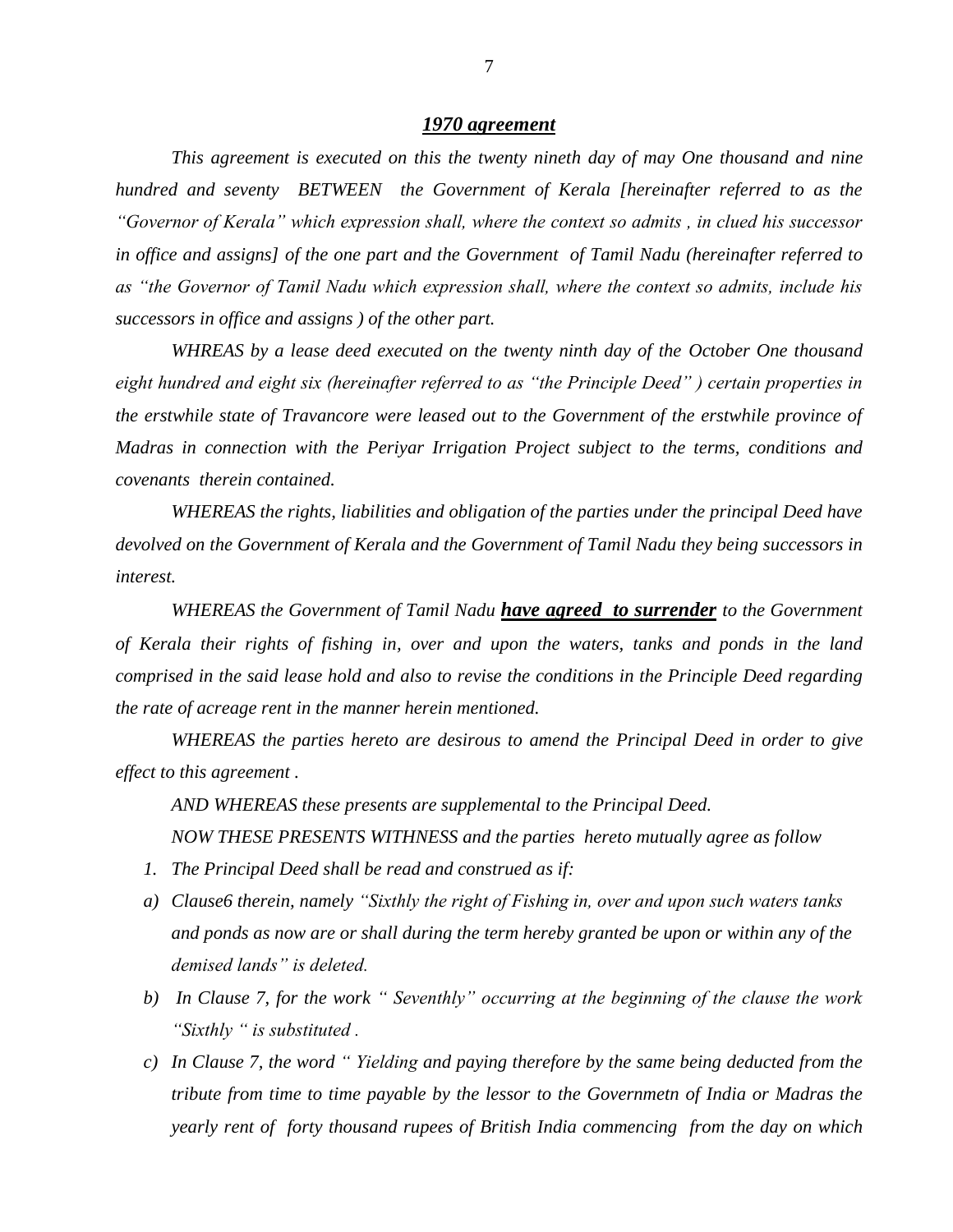## ***1970 agreement***

*This agreement is executed on this the twenty nineth day of may One thousand and nine hundred and seventy BETWEEN the Government of Kerala [hereinafter referred to as the "Governor of Kerala" which expression shall, where the context so admits , in clued his successor in office and assigns] of the one part and the Government of Tamil Nadu (hereinafter referred to as "the Governor of Tamil Nadu which expression shall, where the context so admits, include his successors in office and assigns ) of the other part.*

*WHREAS by a lease deed executed on the twenty ninth day of the October One thousand eight hundred and eight six (hereinafter referred to as "the Principle Deed" ) certain properties in the erstwhile state of Travancore were leased out to the Government of the erstwhile province of Madras in connection with the Periyar Irrigation Project subject to the terms, conditions and covenants therein contained.*

*WHEREAS the rights, liabilities and obligation of the parties under the principal Deed have devolved on the Government of Kerala and the Government of Tamil Nadu they being successors in interest.*

*WHEREAS the Government of Tamil Nadu* ***<u>*have agreed to surrender*</u>*** *to the Government of Kerala their rights of fishing in, over and upon the waters, tanks and ponds in the land comprised in the said lease hold and also to revise the conditions in the Principle Deed regarding the rate of acreage rent in the manner herein mentioned.*

*WHEREAS the parties hereto are desirous to amend the Principal Deed in order to give effect to this agreement .*

*AND WHEREAS these presents are supplemental to the Principal Deed.*

*NOW THESE PRESENTS WITHNESS and the parties hereto mutually agree as follow*

1. *The Principal Deed shall be read and construed as if:*

a) *Clause6 therein, namely "Sixthly the right of Fishing in, over and upon such waters tanks and ponds as now are or shall during the term hereby granted be upon or within any of the demised lands" is deleted.*

b) *In Clause 7, for the work " Seventhly" occurring at the beginning of the clause the work "Sixthly " is substituted .*

c) *In Clause 7, the word " Yielding and paying therefore by the same being deducted from the tribute from time to time payable by the lessor to the Governmetn of India or Madras the yearly rent of forty thousand rupees of British India commencing from the day on which*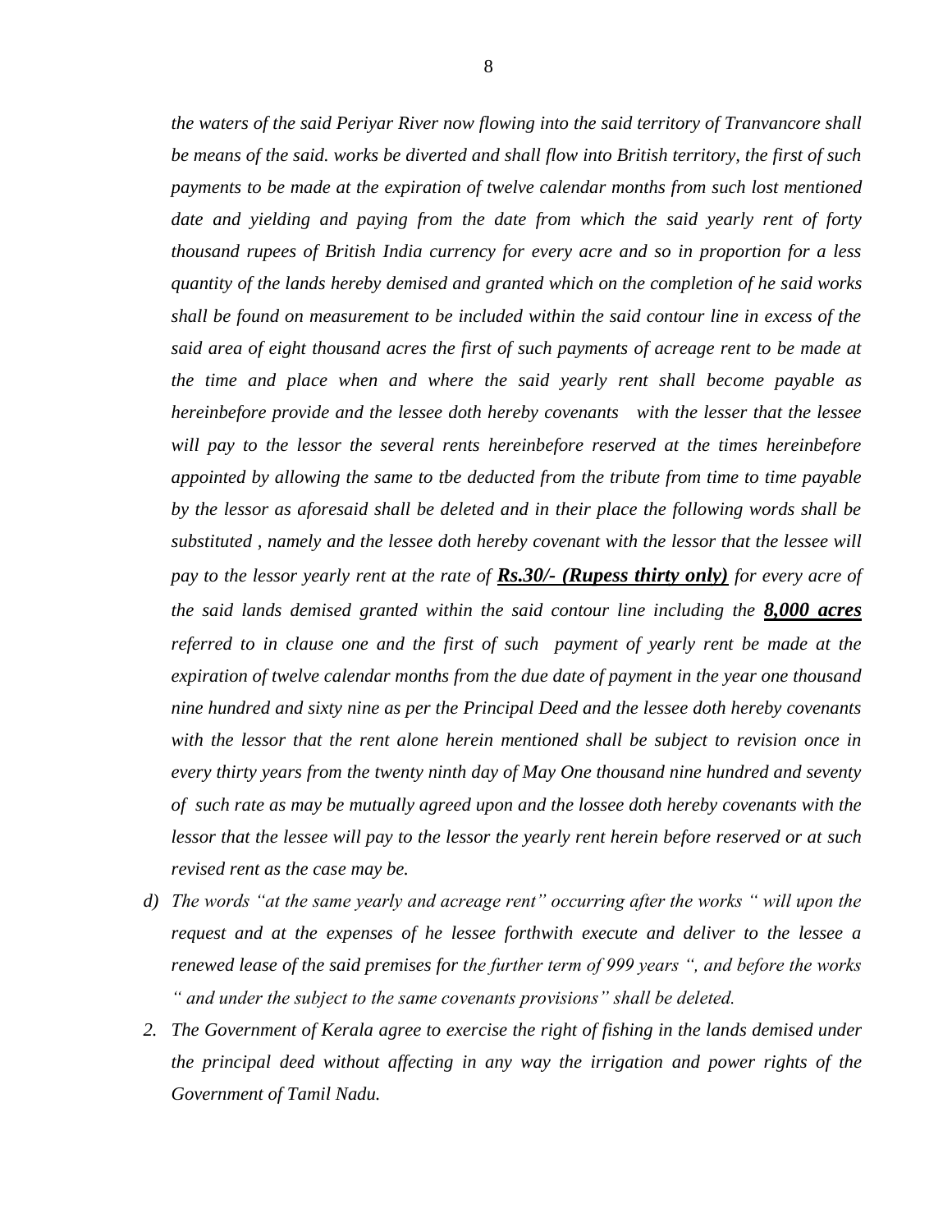*the waters of the said Periyar River now flowing into the said territory of Tranvancore shall be means of the said. works be diverted and shall flow into British territory, the first of such payments to be made at the expiration of twelve calendar months from such lost mentioned date and yielding and paying from the date from which the said yearly rent of forty thousand rupees of British India currency for every acre and so in proportion for a less quantity of the lands hereby demised and granted which on the completion of he said works shall be found on measurement to be included within the said contour line in excess of the said area of eight thousand acres the first of such payments of acreage rent to be made at the time and place when and where the said yearly rent shall become payable as hereinbefore provide and the lessee doth hereby covenants with the lesser that the lessee will pay to the lessor the several rents hereinbefore reserved at the times hereinbefore appointed by allowing the same to tbe deducted from the tribute from time to time payable by the lessor as aforesaid shall be deleted and in their place the following words shall be substituted , namely and the lessee doth hereby covenant with the lessor that the lessee will pay to the lessor yearly rent at the rate of **Rs.30/- (Rupess thirty only)** for every acre of the said lands demised granted within the said contour line including the **8,000 acres** referred to in clause one and the first of such payment of yearly rent be made at the expiration of twelve calendar months from the due date of payment in the year one thousand nine hundred and sixty nine as per the Principal Deed and the lessee doth hereby covenants with the lessor that the rent alone herein mentioned shall be subject to revision once in every thirty years from the twenty ninth day of May One thousand nine hundred and seventy of such rate as may be mutually agreed upon and the lossee doth hereby covenants with the lessor that the lessee will pay to the lessor the yearly rent herein before reserved or at such revised rent as the case may be.*

d) *The words "at the same yearly and acreage rent" occurring after the works " will upon the request and at the expenses of he lessee forthwith execute and deliver to the lessee a renewed lease of the said premises for the further term of 999 years ", and before the works " and under the subject to the same covenants provisions" shall be deleted.*

2. *The Government of Kerala agree to exercise the right of fishing in the lands demised under the principal deed without affecting in any way the irrigation and power rights of the Government of Tamil Nadu.*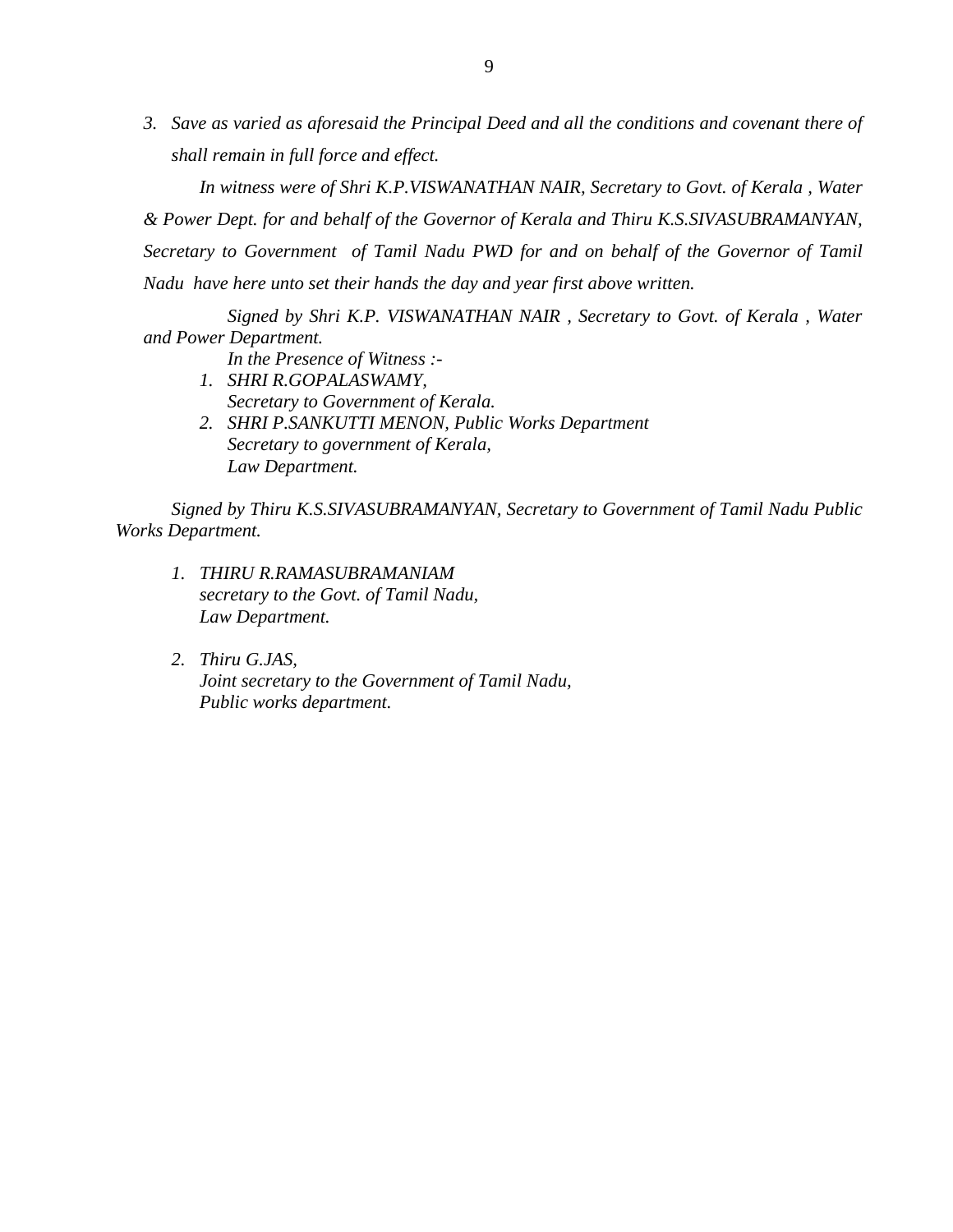3. *Save as varied as aforesaid the Principal Deed and all the conditions and covenant there of shall remain in full force and effect.*

*In witness were of Shri K.P.VISWANATHAN NAIR, Secretary to Govt. of Kerala , Water & Power Dept. for and behalf of the Governor of Kerala and Thiru K.S.SIVASUBRAMANYAN, Secretary to Government of Tamil Nadu PWD for and on behalf of the Governor of Tamil Nadu have here unto set their hands the day and year first above written.*

*Signed by Shri K.P. VISWANATHAN NAIR , Secretary to Govt. of Kerala , Water and Power Department.*

*In the Presence of Witness :-*

1. *SHRI R.GOPALASWAMY,*
   *Secretary to Government of Kerala.*
2. *SHRI P.SANKUTTI MENON, Public Works Department*
   *Secretary to government of Kerala,*
   *Law Department.*

*Signed by Thiru K.S.SIVASUBRAMANYAN, Secretary to Government of Tamil Nadu Public Works Department.*

1. *THIRU R.RAMASUBRAMANIAM*
   *secretary to the Govt. of Tamil Nadu,*
   *Law Department.*

2. *Thiru G.JAS,*
   *Joint secretary to the Government of Tamil Nadu,*
   *Public works department.*